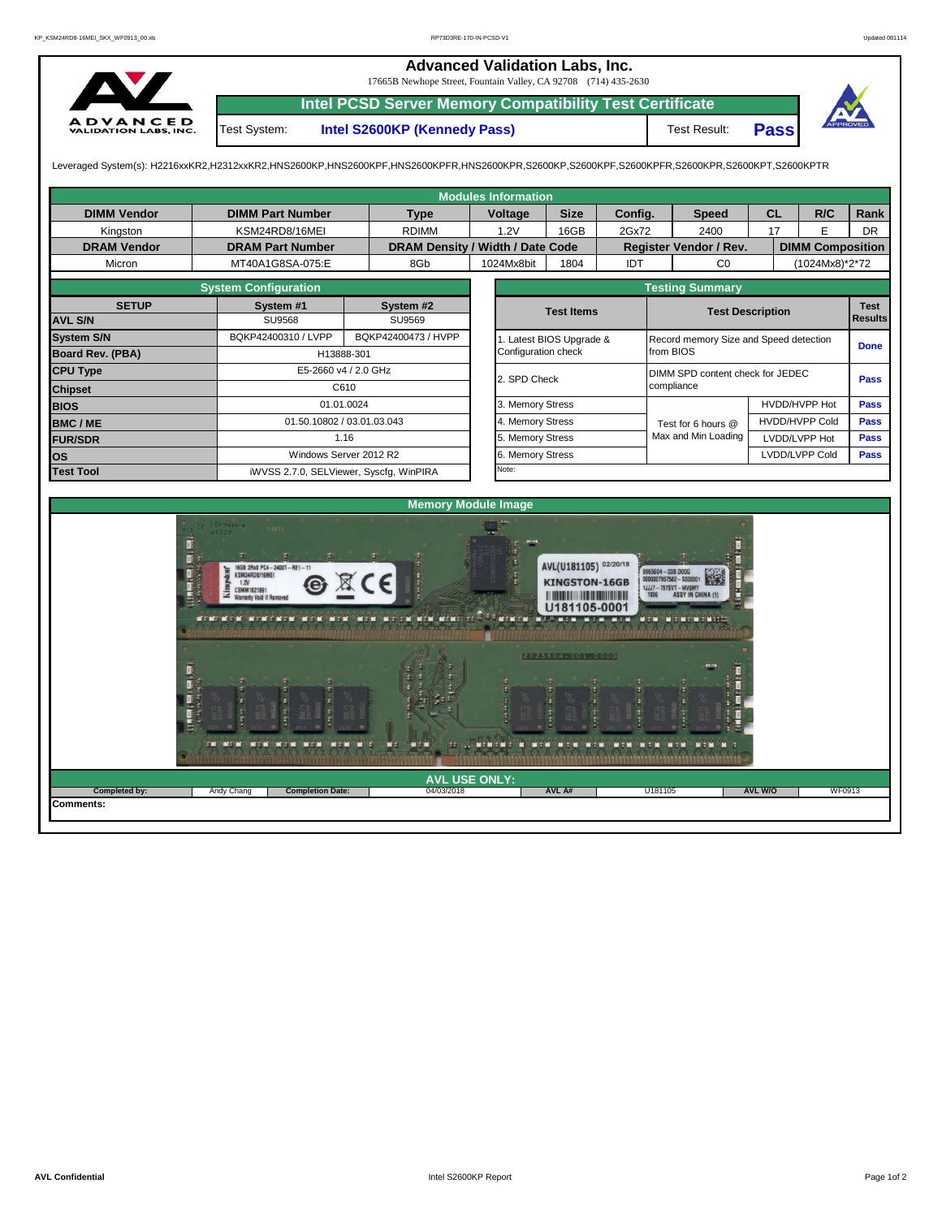# Advanced Validation Labs, Inc.

17665B Newhope Street, Fountain Valley, CA 92708 (714) 435-2630

## Intel PCSD Server Memory Compatibility Test Certificate

Test System: **Intel S2600KP (Kennedy Pass)** Test Result: **Pass**

Leveraged System(s): H2216xxKR2,H2312xxKR2,HNS2600KP,HNS2600KPF,HNS2600KPFR,HNS2600KPR,S2600KP,S2600KPF,S2600KPFR,S2600KPR,S2600KPT,S2600KPTR

### Modules Information

| DIMM Vendor | DIMM Part Number | Type | Voltage | Size | Config. | Speed | CL | R/C | Rank |
|---|---|---|---|---|---|---|---|---|---|
| Kingston | KSM24RD8/16MEI | RDIMM | 1.2V | 16GB | 2Gx72 | 2400 | 17 | E | DR |
| **DRAM Vendor** | **DRAM Part Number** | **DRAM Density / Width / Date Code** | | | **Register Vendor / Rev.** | | **DIMM Composition** | | |
| Micron | MT40A1G8SA-075:E | 8Gb | 1024Mx8bit | 1804 | IDT | C0 | (1024Mx8)*2*72 | | |

### System Configuration

| SETUP | System #1 | System #2 |
|---|---|---|
| AVL S/N | SU9568 | SU9569 |
| System S/N | BQKP42400310 / LVPP | BQKP42400473 / HVPP |
| Board Rev. (PBA) | H13888-301 | |
| CPU Type | E5-2660 v4 / 2.0 GHz | |
| Chipset | C610 | |
| BIOS | 01.01.0024 | |
| BMC / ME | 01.50.10802 / 03.01.03.043 | |
| FUR/SDR | 1.16 | |
| OS | Windows Server 2012 R2 | |
| Test Tool | iWVSS 2.7.0, SELViewer, Syscfg, WinPIRA | |

### Testing Summary

| Test Items | Test Description | | Test Results |
|---|---|---|---|
| 1. Latest BIOS Upgrade & Configuration check | Record memory Size and Speed detection from BIOS | | Done |
| 2. SPD Check | DIMM SPD content check for JEDEC compliance | | Pass |
| 3. Memory Stress | Test for 6 hours @ Max and Min Loading | HVDD/HVPP Hot | Pass |
| 4. Memory Stress | | HVDD/HVPP Cold | Pass |
| 5. Memory Stress | | LVDD/LVPP Hot | Pass |
| 6. Memory Stress | | LVDD/LVPP Cold | Pass |

Note:

### Memory Module Image

### AVL USE ONLY:

| Completed by: | Andy Chang | Completion Date: | 04/03/2018 | AVL A# | U181105 | AVL W/O | WF0913 |
|---|---|---|---|---|---|---|---|

Comments: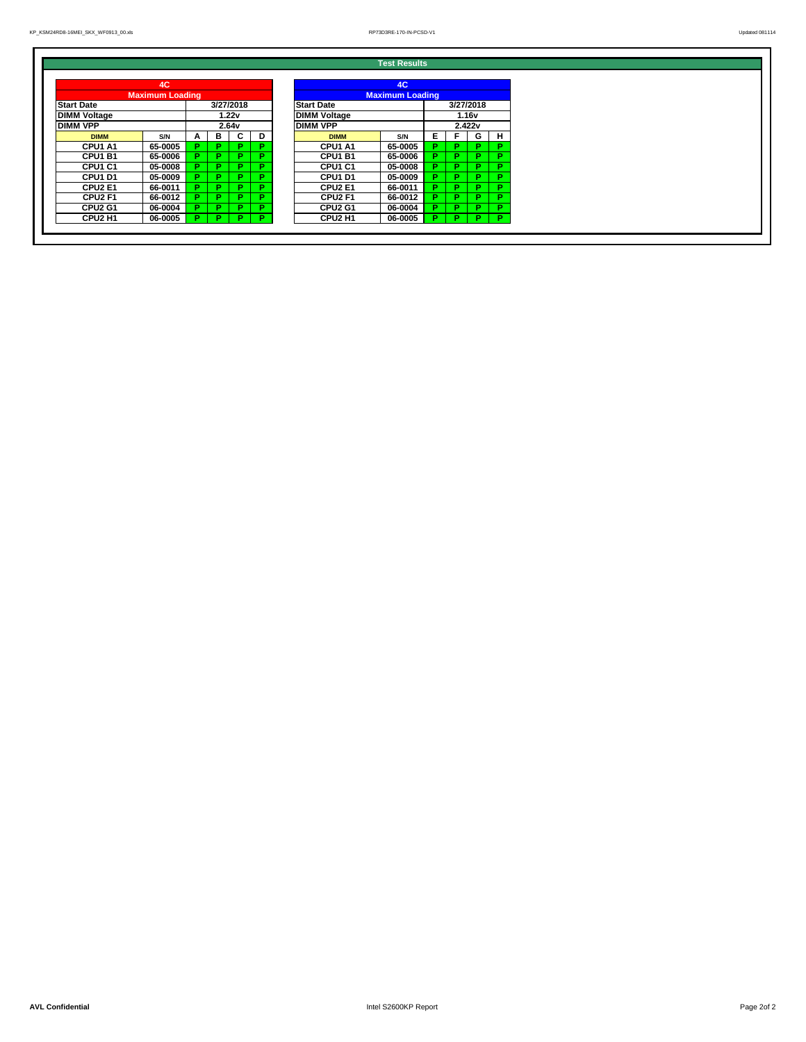## Test Results

| 4C Maximum Loading | | | | | |
|---|---|---|---|---|---|
| Start Date | | 3/27/2018 | | | |
| DIMM Voltage | | 1.22v | | | |
| DIMM VPP | | 2.64v | | | |
| DIMM | S/N | A | B | C | D |
| CPU1 A1 | 65-0005 | P | P | P | P |
| CPU1 B1 | 65-0006 | P | P | P | P |
| CPU1 C1 | 05-0008 | P | P | P | P |
| CPU1 D1 | 05-0009 | P | P | P | P |
| CPU2 E1 | 66-0011 | P | P | P | P |
| CPU2 F1 | 66-0012 | P | P | P | P |
| CPU2 G1 | 06-0004 | P | P | P | P |
| CPU2 H1 | 06-0005 | P | P | P | P |

| 4C Maximum Loading | | | | | |
|---|---|---|---|---|---|
| Start Date | | 3/27/2018 | | | |
| DIMM Voltage | | 1.16v | | | |
| DIMM VPP | | 2.422v | | | |
| DIMM | S/N | E | F | G | H |
| CPU1 A1 | 65-0005 | P | P | P | P |
| CPU1 B1 | 65-0006 | P | P | P | P |
| CPU1 C1 | 05-0008 | P | P | P | P |
| CPU1 D1 | 05-0009 | P | P | P | P |
| CPU2 E1 | 66-0011 | P | P | P | P |
| CPU2 F1 | 66-0012 | P | P | P | P |
| CPU2 G1 | 06-0004 | P | P | P | P |
| CPU2 H1 | 06-0005 | P | P | P | P |